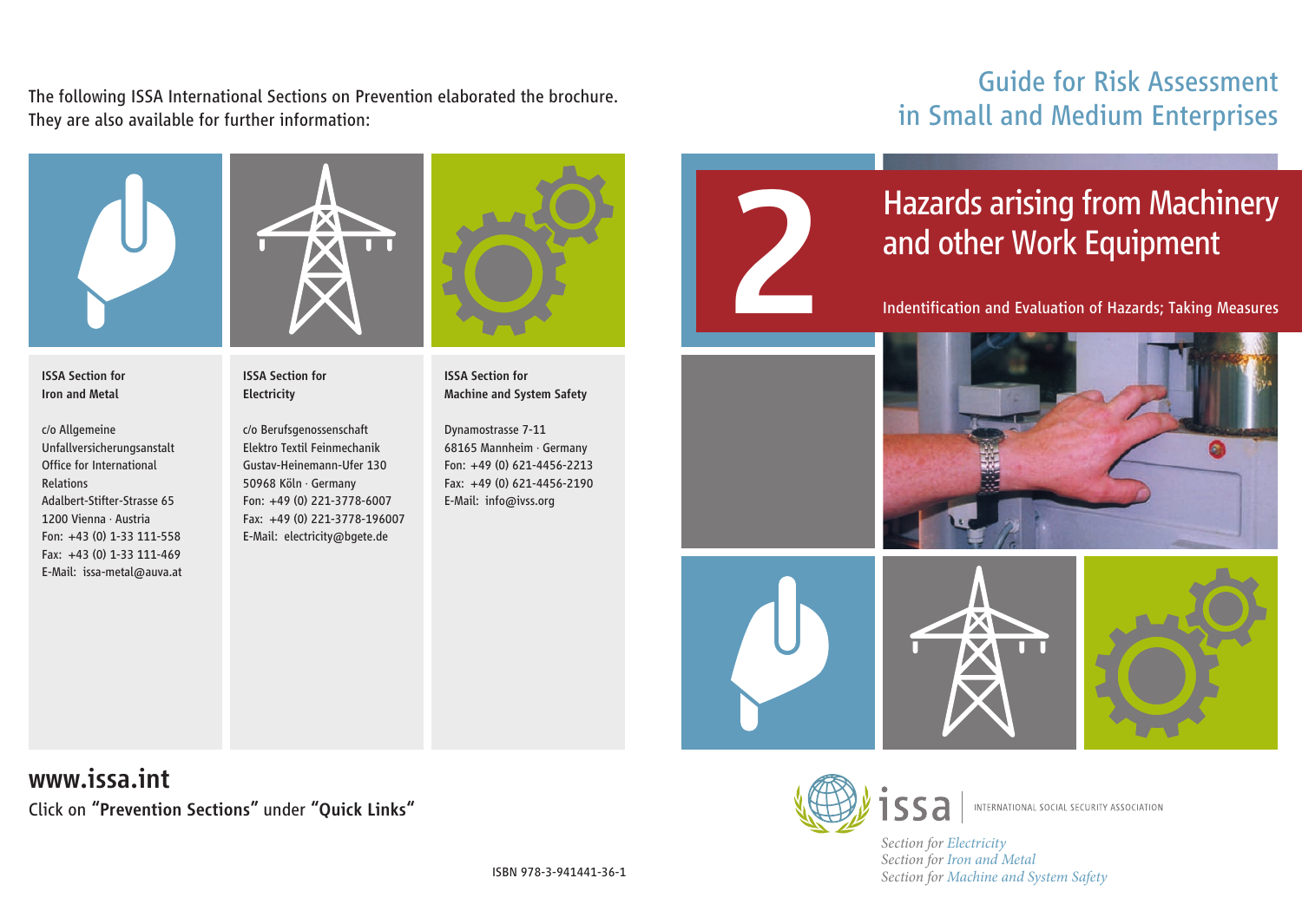The following ISSA International Sections on Prevention elaborated the brochure. They are also available for further information:

**ISSA Section for Iron and Metal**

c/o Allgemeine Unfallversicherungsanstalt
Office for International Relations
Adalbert-Stifter-Strasse 65
1200 Vienna · Austria
Fon: +43 (0) 1-33 111-558
Fax: +43 (0) 1-33 111-469
E-Mail: issa-metal@auva.at

**ISSA Section for Electricity**

c/o Berufsgenossenschaft Elektro Textil Feinmechanik
Gustav-Heinemann-Ufer 130
50968 Köln · Germany
Fon: +49 (0) 221-3778-6007
Fax: +49 (0) 221-3778-196007
E-Mail: electricity@bgete.de

**ISSA Section for Machine and System Safety**

Dynamostrasse 7-11
68165 Mannheim · Germany
Fon: +49 (0) 621-4456-2213
Fax: +49 (0) 621-4456-2190
E-Mail: info@ivss.org

**www.issa.int**

Click on **"Prevention Sections"** under **"Quick Links"**

ISBN 978-3-941441-36-1

# Guide for Risk Assessment in Small and Medium Enterprises

## 2 Hazards arising from Machinery and other Work Equipment

Indentification and Evaluation of Hazards; Taking Measures

issa INTERNATIONAL SOCIAL SECURITY ASSOCIATION

*Section for Electricity*
*Section for Iron and Metal*
*Section for Machine and System Safety*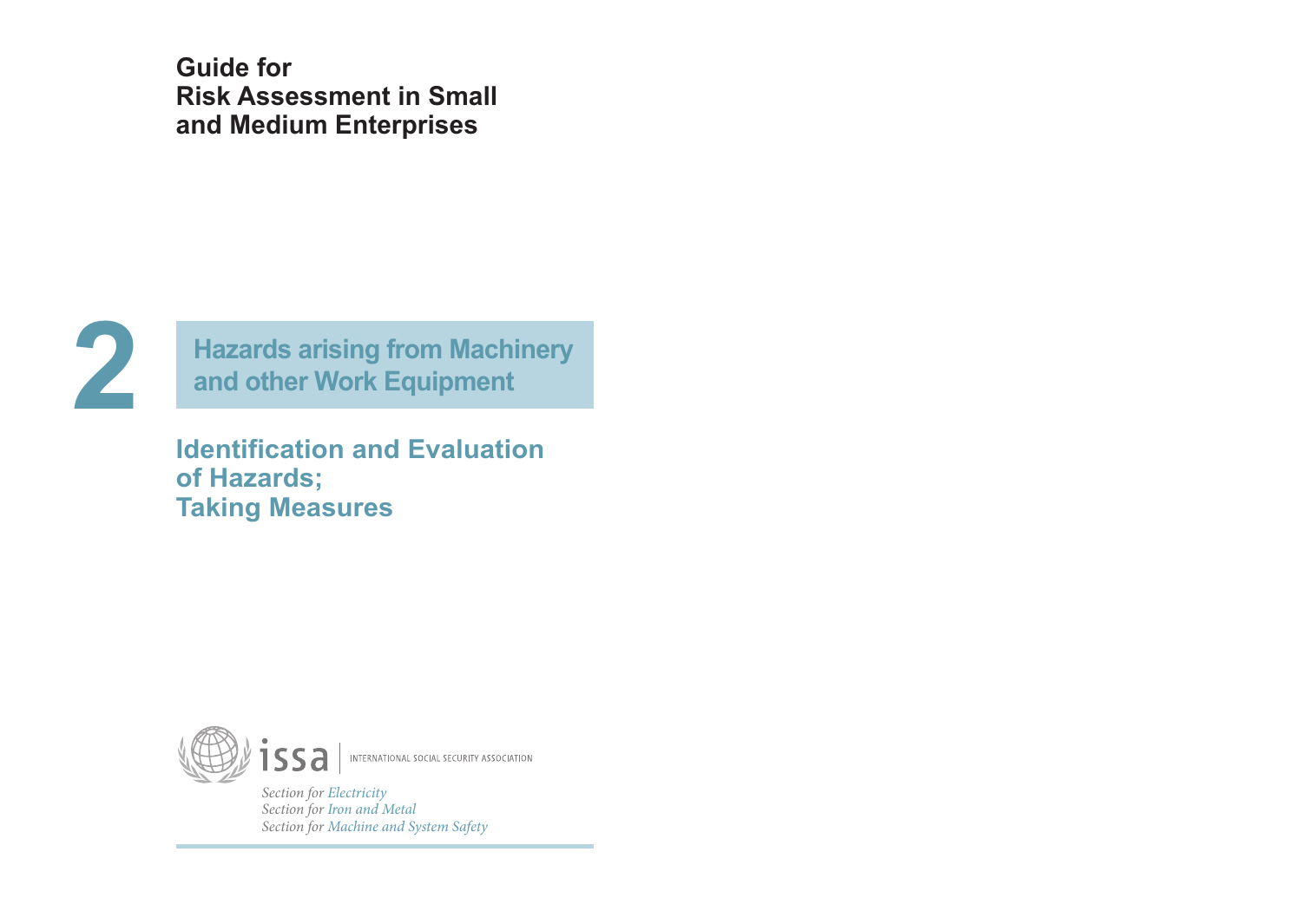**Guide for Risk Assessment in Small and Medium Enterprises**

# 2 Hazards arising from Machinery and other Work Equipment

## Identification and Evaluation of Hazards; Taking Measures

issa | INTERNATIONAL SOCIAL SECURITY ASSOCIATION

*Section for Electricity*
*Section for Iron and Metal*
*Section for Machine and System Safety*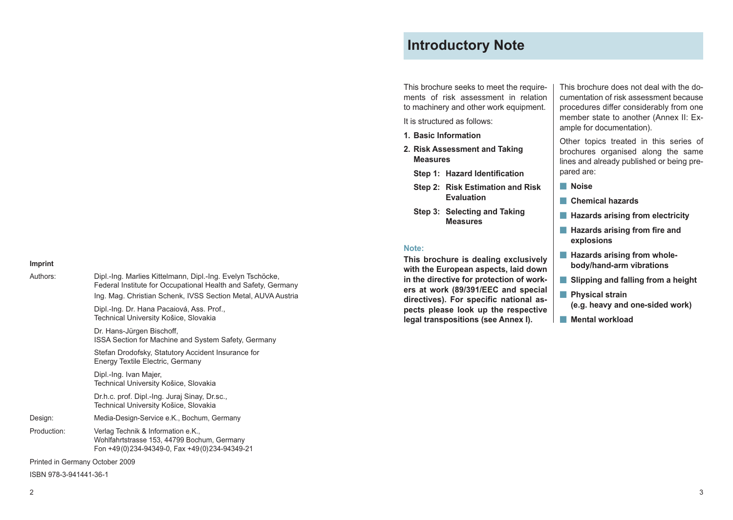**Imprint**

| | |
|---|---|
| Authors: | Dipl.-Ing. Marlies Kittelmann, Dipl.-Ing. Evelyn Tschöcke, Federal Institute for Occupational Health and Safety, Germany |
| | Ing. Mag. Christian Schenk, IVSS Section Metal, AUVA Austria |
| | Dipl.-Ing. Dr. Hana Pacaiová, Ass. Prof., Technical University Košice, Slovakia |
| | Dr. Hans-Jürgen Bischoff, ISSA Section for Machine and System Safety, Germany |
| | Stefan Drodofsky, Statutory Accident Insurance for Energy Textile Electric, Germany |
| | Dipl.-Ing. Ivan Majer, Technical University Košice, Slovakia |
| | Dr.h.c. prof. Dipl.-Ing. Juraj Sinay, Dr.sc., Technical University Košice, Slovakia |
| Design: | Media-Design-Service e.K., Bochum, Germany |
| Production: | Verlag Technik & Information e.K., Wohlfahrtstrasse 153, 44799 Bochum, Germany Fon +49(0)234-94349-0, Fax +49(0)234-94349-21 |

Printed in Germany October 2009

ISBN 978-3-941441-36-1

# Introductory Note

This brochure seeks to meet the requirements of risk assessment in relation to machinery and other work equipment.

It is structured as follows:

**1. Basic Information**

**2. Risk Assessment and Taking Measures**

**Step 1: Hazard Identification**

**Step 2: Risk Estimation and Risk Evaluation**

**Step 3: Selecting and Taking Measures**

**Note:**

**This brochure is dealing exclusively with the European aspects, laid down in the directive for protection of workers at work (89/391/EEC and special directives). For specific national aspects please look up the respective legal transpositions (see Annex I).**

This brochure does not deal with the documentation of risk assessment because procedures differ considerably from one member state to another (Annex II: Example for documentation).

Other topics treated in this series of brochures organised along the same lines and already published or being prepared are:

- **Noise**
- **Chemical hazards**
- **Hazards arising from electricity**
- **Hazards arising from fire and explosions**
- **Hazards arising from whole-body/hand-arm vibrations**
- **Slipping and falling from a height**
- **Physical strain (e.g. heavy and one-sided work)**
- **Mental workload**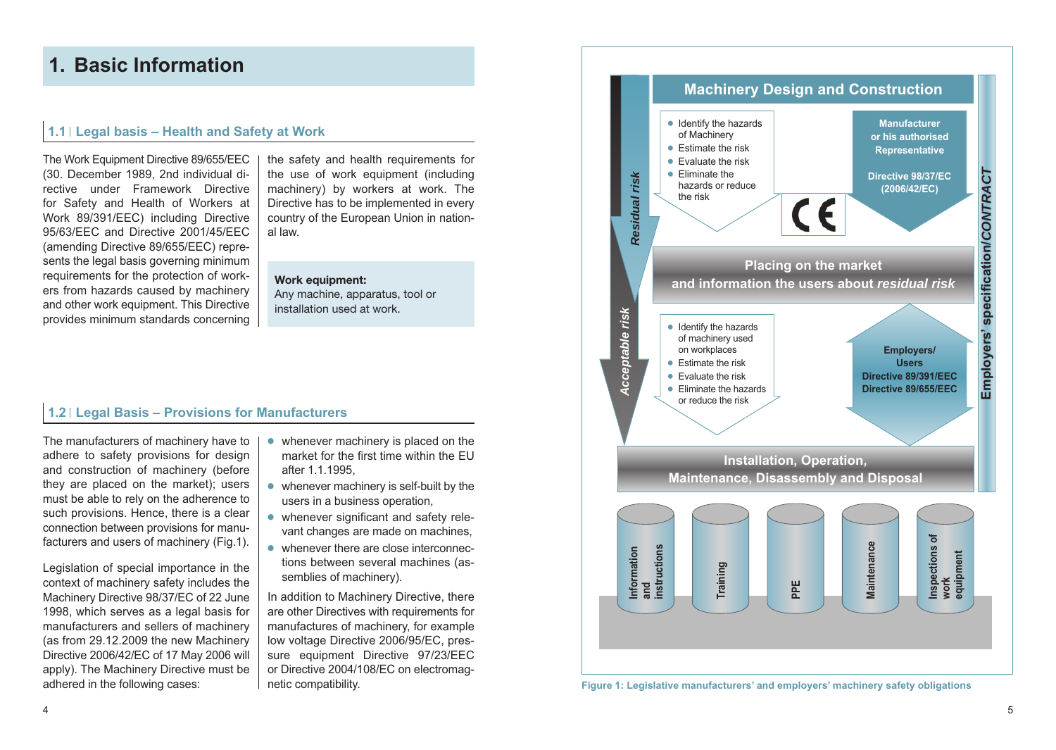# 1. Basic Information

## 1.1 | Legal basis – Health and Safety at Work

The Work Equipment Directive 89/655/EEC (30. December 1989, 2nd individual directive under Framework Directive for Safety and Health of Workers at Work 89/391/EEC) including Directive 95/63/EEC and Directive 2001/45/EEC (amending Directive 89/655/EEC) represents the legal basis governing minimum requirements for the protection of workers from hazards caused by machinery and other work equipment. This Directive provides minimum standards concerning the safety and health requirements for the use of work equipment (including machinery) by workers at work. The Directive has to be implemented in every country of the European Union in national law.

**Work equipment:**
Any machine, apparatus, tool or installation used at work.

## 1.2 | Legal Basis – Provisions for Manufacturers

The manufacturers of machinery have to adhere to safety provisions for design and construction of machinery (before they are placed on the market); users must be able to rely on the adherence to such provisions. Hence, there is a clear connection between provisions for manufacturers and users of machinery (Fig.1).

Legislation of special importance in the context of machinery safety includes the Machinery Directive 98/37/EC of 22 June 1998, which serves as a legal basis for manufacturers and sellers of machinery (as from 29.12.2009 the new Machinery Directive 2006/42/EC of 17 May 2006 will apply). The Machinery Directive must be adhered in the following cases:

- whenever machinery is placed on the market for the first time within the EU after 1.1.1995,
- whenever machinery is self-built by the users in a business operation,
- whenever significant and safety relevant changes are made on machines,
- whenever there are close interconnections between several machines (assemblies of machinery).

In addition to Machinery Directive, there are other Directives with requirements for manufactures of machinery, for example low voltage Directive 2006/95/EC, pressure equipment Directive 97/23/EEC or Directive 2004/108/EC on electromagnetic compatibility.

Machinery Design and Construction

- Identify the hazards of Machinery
- Estimate the risk
- Evaluate the risk
- Eliminate the hazards or reduce the risk

Manufacturer or his authorised Representative

Directive 98/37/EC (2006/42/EC)

CE

Residual risk

Placing on the market and information the users about *residual risk*

- Identify the hazards of machinery used on workplaces
- Estimate the risk
- Evaluate the risk
- Eliminate the hazards or reduce the risk

Employers/ Users

Directive 89/391/EEC

Directive 89/655/EEC

Acceptable risk

Employers' specification/*CONTRACT*

Installation, Operation, Maintenance, Disassembly and Disposal

Information and instructions

Training

PPE

Maintenance

Inspections of work equipment

Figure 1: Legislative manufacturers' and employers' machinery safety obligations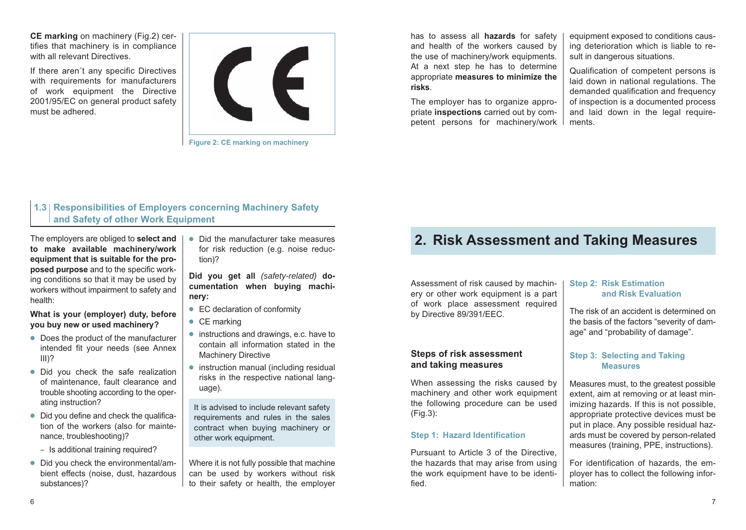**CE marking** on machinery (Fig.2) certifies that machinery is in compliance with all relevant Directives.

If there aren´t any specific Directives with requirements for manufacturers of work equipment the Directive 2001/95/EC on general product safety must be adhered.

Figure 2: CE marking on machinery

## 1.3 Responsibilities of Employers concerning Machinery Safety and Safety of other Work Equipment

The employers are obliged to **select and to make available machinery/work equipment that is suitable for the proposed purpose** and to the specific working conditions so that it may be used by workers without impairment to safety and health:

**What is your (employer) duty, before you buy new or used machinery?**

- Does the product of the manufacturer intended fit your needs (see Annex III)?
- Did you check the safe realization of maintenance, fault clearance and trouble shooting according to the operating instruction?
- Did you define and check the qualification of the workers (also for maintenance, troubleshooting)?
  - Is additional training required?
- Did you check the environmental/ambient effects (noise, dust, hazardous substances)?
- Did the manufacturer take measures for risk reduction (e.g. noise reduction)?

**Did you get all** *(safety-related)* **documentation when buying machinery:**

- EC declaration of conformity
- CE marking
- instructions and drawings, e.c. have to contain all information stated in the Machinery Directive
- instruction manual (including residual risks in the respective national language).

It is advised to include relevant safety requirements and rules in the sales contract when buying machinery or other work equipment.

Where it is not fully possible that machine can be used by workers without risk to their safety or health, the employer has to assess all **hazards** for safety and health of the workers caused by the use of machinery/work equipments. At a next step he has to determine appropriate **measures to minimize the risks**.

The employer has to organize appropriate **inspections** carried out by competent persons for machinery/work equipment exposed to conditions causing deterioration which is liable to result in dangerous situations.

Qualification of competent persons is laid down in national regulations. The demanded qualification and frequency of inspection is a documented process and laid down in the legal requirements.

# 2. Risk Assessment and Taking Measures

Assessment of risk caused by machinery or other work equipment is a part of work place assessment required by Directive 89/391/EEC.

### Steps of risk assessment and taking measures

When assessing the risks caused by machinery and other work equipment the following procedure can be used (Fig.3):

#### Step 1: Hazard Identification

Pursuant to Article 3 of the Directive, the hazards that may arise from using the work equipment have to be identified.

#### Step 2: Risk Estimation and Risk Evaluation

The risk of an accident is determined on the basis of the factors "severity of damage" and "probability of damage".

#### Step 3: Selecting and Taking Measures

Measures must, to the greatest possible extent, aim at removing or at least minimizing hazards. If this is not possible, appropriate protective devices must be put in place. Any possible residual hazards must be covered by person-related measures (training, PPE, instructions).

For identification of hazards, the employer has to collect the following information: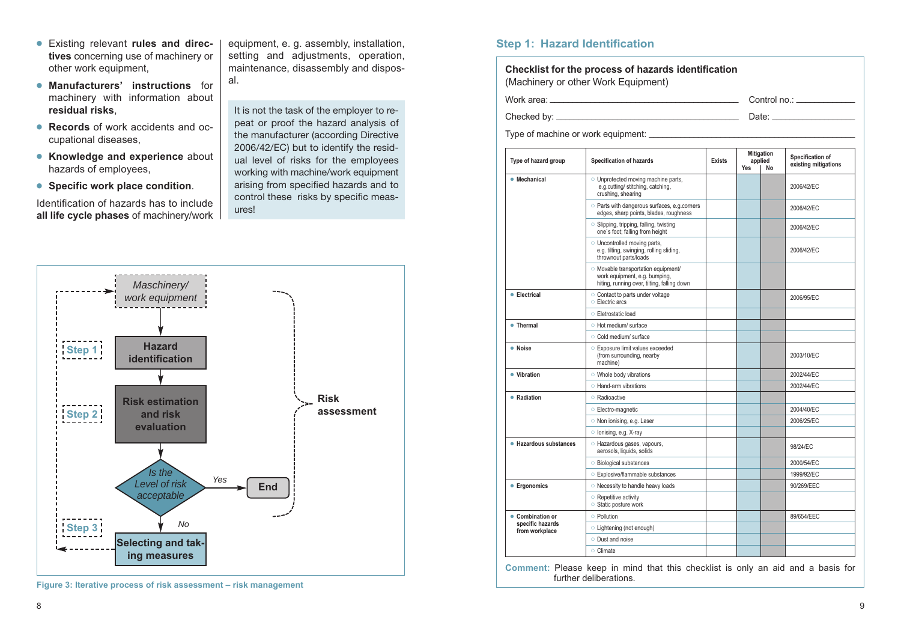- Existing relevant **rules and directives** concerning use of machinery or other work equipment,
- **Manufacturers' instructions** for machinery with information about **residual risks**,
- **Records** of work accidents and occupational diseases,
- **Knowledge and experience** about hazards of employees,
- **Specific work place condition**.

Identification of hazards has to include **all life cycle phases** of machinery/work equipment, e. g. assembly, installation, setting and adjustments, operation, maintenance, disassembly and disposal.

It is not the task of the employer to repeat or proof the hazard analysis of the manufacturer (according Directive 2006/42/EC) but to identify the residual level of risks for the employees working with machine/work equipment arising from specified hazards and to control these risks by specific measures!

Maschinery/ work equipment

Step 1 — Hazard identification

Step 2 — Risk estimation and risk evaluation

Is the Level of risk acceptable

Yes → End

No

Step 3 — Selecting and taking measures

Risk assessment

Figure 3: Iterative process of risk assessment – risk management

## Step 1: Hazard Identification

**Checklist for the process of hazards identification**
(Machinery or other Work Equipment)

Work area: ______________________ Control no.: ____________

Checked by: ______________________ Date: ____________

Type of machine or work equipment: ______________________

| Type of hazard group | Specification of hazards | Exists | Mitigation applied Yes | Mitigation applied No | Specification of existing mitigations |
|---|---|---|---|---|---|
| • Mechanical | ○ Unprotected moving machine parts, e.g.cutting/ stitching, catching, crushing, shearing | | | | 2006/42/EC |
| | ○ Parts with dangerous surfaces, e.g.corners edges, sharp points, blades, roughness | | | | 2006/42/EC |
| | ○ Slipping, tripping, falling, twisting one`s foot; falling from height | | | | 2006/42/EC |
| | ○ Uncontrolled moving parts, e.g. tilting, swinging, rolling sliding, thrownout parts/loads | | | | 2006/42/EC |
| | ○ Movable transportation equipment/ work equipment, e.g. bumping, hiting, running over, tilting, falling down | | | | |
| • Electrical | ○ Contact to parts under voltage<br>○ Electric arcs | | | | 2006/95/EC |
| | ○ Eletrostatic load | | | | |
| • Thermal | ○ Hot medium/ surface | | | | |
| | ○ Cold medium/ surface | | | | |
| • Noise | ○ Exposure limit values exceeded (from surrounding, nearby machine) | | | | 2003/10/EC |
| • Vibration | ○ Whole body vibrations | | | | 2002/44/EC |
| | ○ Hand-arm vibrations | | | | 2002/44/EC |
| • Radiation | ○ Radioactive | | | | |
| | ○ Electro-magnetic | | | | 2004/40/EC |
| | ○ Non ionising, e.g. Laser | | | | 2006/25/EC |
| | ○ Ionising, e.g. X-ray | | | | |
| • Hazardous substances | ○ Hazardous gases, vapours, aerosols, liquids, solids | | | | 98/24/EC |
| | ○ Biological substances | | | | 2000/54/EC |
| | ○ Explosive/flammable substances | | | | 1999/92/EC |
| • Ergonomics | ○ Necessity to handle heavy loads | | | | 90/269/EEC |
| | ○ Repetitive activity<br>○ Static posture work | | | | |
| • Combination or specific hazards from workplace | ○ Pollution | | | | 89/654/EEC |
| | ○ Lightening (not enough) | | | | |
| | ○ Dust and noise | | | | |
| | ○ Climate | | | | |

**Comment:** Please keep in mind that this checklist is only an aid and a basis for further deliberations.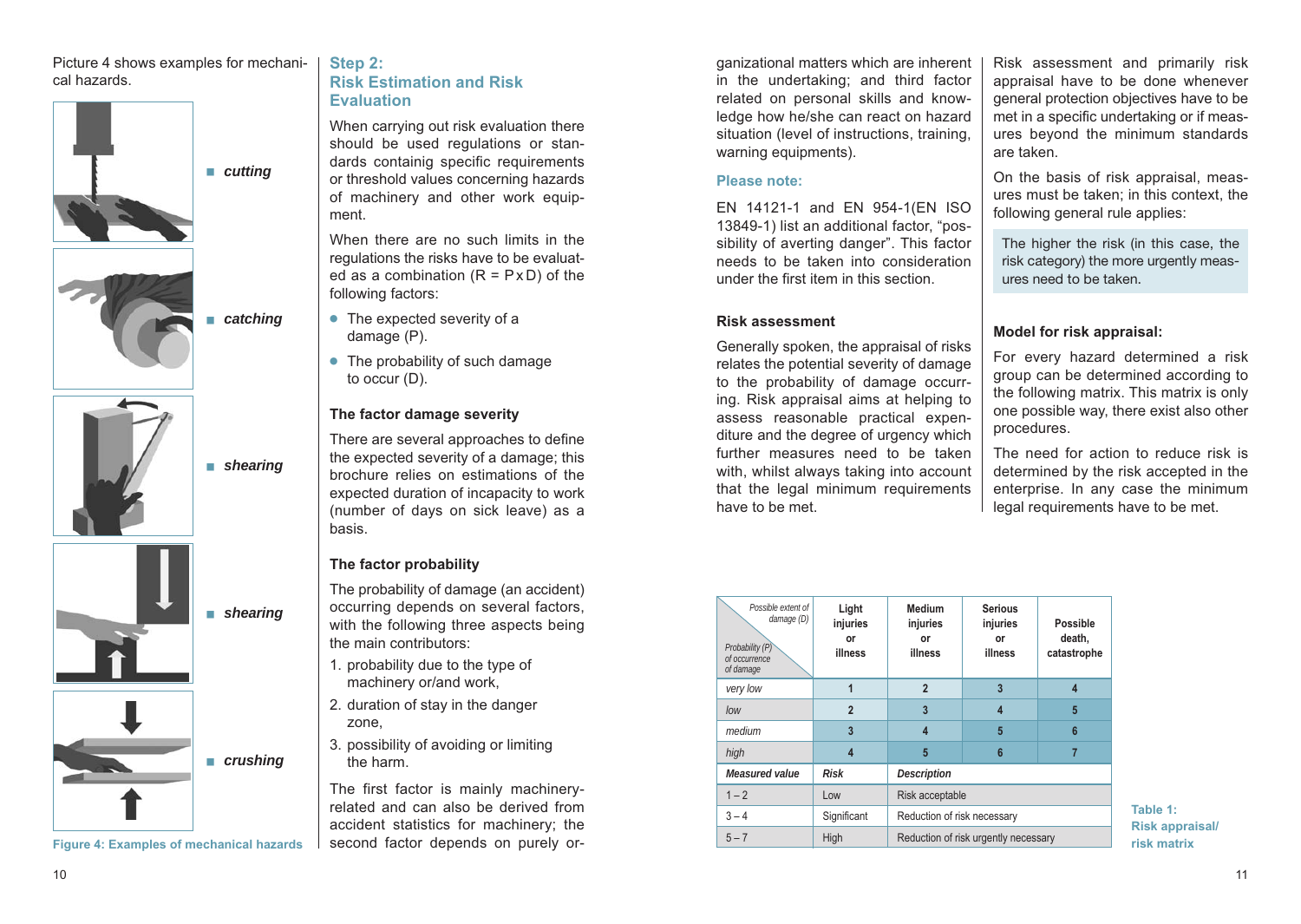Picture 4 shows examples for mechanical hazards.

- cutting
- catching
- shearing
- shearing
- crushing

Figure 4: Examples of mechanical hazards

## Step 2: Risk Estimation and Risk Evaluation

When carrying out risk evaluation there should be used regulations or standards containig specific requirements or threshold values concerning hazards of machinery and other work equipment.

When there are no such limits in the regulations the risks have to be evaluated as a combination ($R = P \times D$) of the following factors:

- The expected severity of a damage (P).
- The probability of such damage to occur (D).

### The factor damage severity

There are several approaches to define the expected severity of a damage; this brochure relies on estimations of the expected duration of incapacity to work (number of days on sick leave) as a basis.

### The factor probability

The probability of damage (an accident) occurring depends on several factors, with the following three aspects being the main contributors:

1. probability due to the type of machinery or/and work,
2. duration of stay in the danger zone,
3. possibility of avoiding or limiting the harm.

The first factor is mainly machinery-related and can also be derived from accident statistics for machinery; the second factor depends on purely organizational matters which are inherent in the undertaking; and third factor related on personal skills and knowledge how he/she can react on hazard situation (level of instructions, training, warning equipments).

**Please note:**

EN 14121-1 and EN 954-1(EN ISO 13849-1) list an additional factor, "possibility of averting danger". This factor needs to be taken into consideration under the first item in this section.

### Risk assessment

Generally spoken, the appraisal of risks relates the potential severity of damage to the probability of damage occurring. Risk appraisal aims at helping to assess reasonable practical expenditure and the degree of urgency which further measures need to be taken with, whilst always taking into account that the legal minimum requirements have to be met.

Risk assessment and primarily risk appraisal have to be done whenever general protection objectives have to be met in a specific undertaking or if measures beyond the minimum standards are taken.

On the basis of risk appraisal, measures must be taken; in this context, the following general rule applies:

The higher the risk (in this case, the risk category) the more urgently measures need to be taken.

### Model for risk appraisal:

For every hazard determined a risk group can be determined according to the following matrix. This matrix is only one possible way, there exist also other procedures.

The need for action to reduce risk is determined by the risk accepted in the enterprise. In any case the minimum legal requirements have to be met.

| *Possible extent of damage (D)* / *Probability (P) of occurrence of damage* | Light injuries or illness | Medium injuries or illness | Serious injuries or illness | Possible death, catastrophe |
|---|---|---|---|---|
| *very low* | 1 | 2 | 3 | 4 |
| *low* | 2 | 3 | 4 | 5 |
| *medium* | 3 | 4 | 5 | 6 |
| *high* | 4 | 5 | 6 | 7 |

| *Measured value* | *Risk* | *Description* |
|---|---|---|
| 1 – 2 | Low | Risk acceptable |
| 3 – 4 | Significant | Reduction of risk necessary |
| 5 – 7 | High | Reduction of risk urgently necessary |

Table 1: Risk appraisal/ risk matrix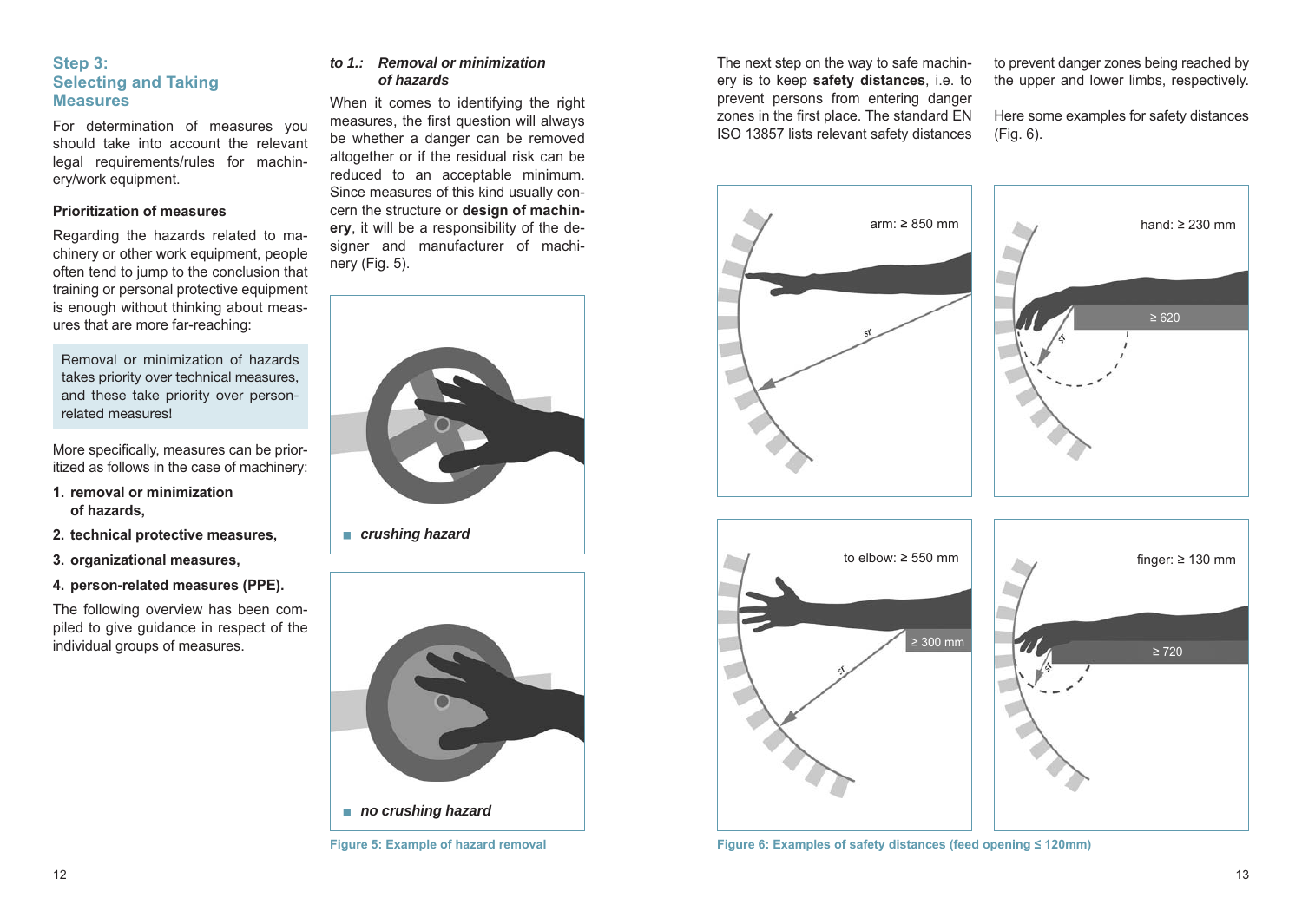## Step 3: Selecting and Taking Measures

For determination of measures you should take into account the relevant legal requirements/rules for machinery/work equipment.

### Prioritization of measures

Regarding the hazards related to machinery or other work equipment, people often tend to jump to the conclusion that training or personal protective equipment is enough without thinking about measures that are more far-reaching:

> Removal or minimization of hazards takes priority over technical measures, and these take priority over person-related measures!

More specifically, measures can be prioritized as follows in the case of machinery:

1. **removal or minimization of hazards,**
2. **technical protective measures,**
3. **organizational measures,**
4. **person-related measures (PPE).**

The following overview has been compiled to give guidance in respect of the individual groups of measures.

***to 1.: Removal or minimization of hazards***

When it comes to identifying the right measures, the first question will always be whether a danger can be removed altogether or if the residual risk can be reduced to an acceptable minimum. Since measures of this kind usually concern the structure or **design of machinery**, it will be a responsibility of the designer and manufacturer of machinery (Fig. 5).

■ ***crushing hazard***

■ ***no crushing hazard***

Figure 5: Example of hazard removal

The next step on the way to safe machinery is to keep **safety distances**, i.e. to prevent persons from entering danger zones in the first place. The standard EN ISO 13857 lists relevant safety distances to prevent danger zones being reached by the upper and lower limbs, respectively.

Here some examples for safety distances (Fig. 6).

arm: ≥ 850 mm

sr

hand: ≥ 230 mm

≥ 620

sr

to elbow: ≥ 550 mm

≥ 300 mm

sr

finger: ≥ 130 mm

≥ 720

sr

Figure 6: Examples of safety distances (feed opening ≤ 120mm)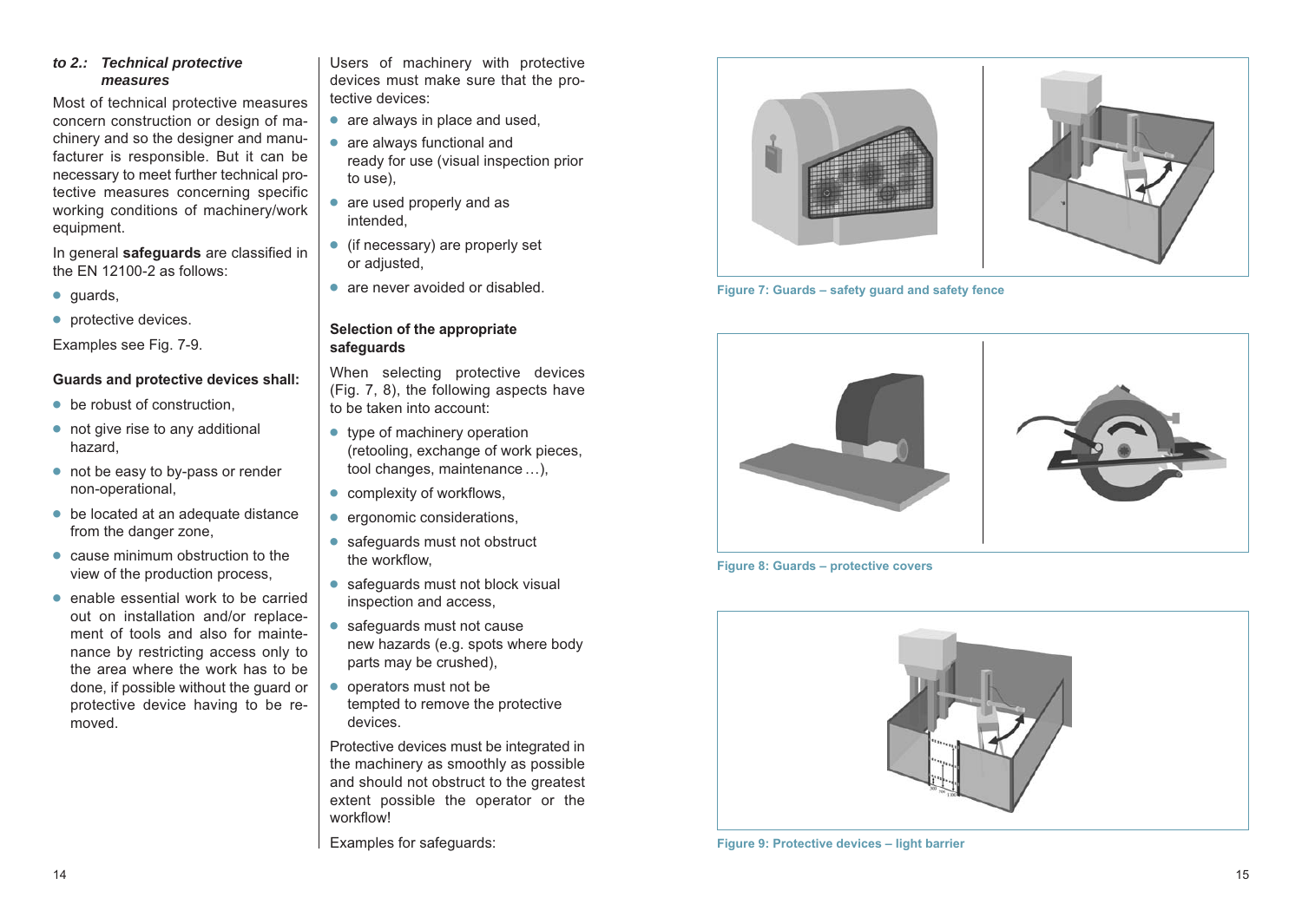*to 2.: Technical protective measures*

Most of technical protective measures concern construction or design of machinery and so the designer and manufacturer is responsible. But it can be necessary to meet further technical protective measures concerning specific working conditions of machinery/work equipment.

In general **safeguards** are classified in the EN 12100-2 as follows:

- guards,
- protective devices.

Examples see Fig. 7-9.

**Guards and protective devices shall:**

- be robust of construction,
- not give rise to any additional hazard,
- not be easy to by-pass or render non-operational,
- be located at an adequate distance from the danger zone,
- cause minimum obstruction to the view of the production process,
- enable essential work to be carried out on installation and/or replacement of tools and also for maintenance by restricting access only to the area where the work has to be done, if possible without the guard or protective device having to be removed.

Users of machinery with protective devices must make sure that the protective devices:

- are always in place and used,
- are always functional and ready for use (visual inspection prior to use),
- are used properly and as intended,
- (if necessary) are properly set or adjusted,
- are never avoided or disabled.

**Selection of the appropriate safeguards**

When selecting protective devices (Fig. 7, 8), the following aspects have to be taken into account:

- type of machinery operation (retooling, exchange of work pieces, tool changes, maintenance …),
- complexity of workflows,
- ergonomic considerations,
- safeguards must not obstruct the workflow,
- safeguards must not block visual inspection and access,
- safeguards must not cause new hazards (e.g. spots where body parts may be crushed),
- operators must not be tempted to remove the protective devices.

Protective devices must be integrated in the machinery as smoothly as possible and should not obstruct to the greatest extent possible the operator or the workflow!

Examples for safeguards:

Figure 7: Guards – safety guard and safety fence

Figure 8: Guards – protective covers

Figure 9: Protective devices – light barrier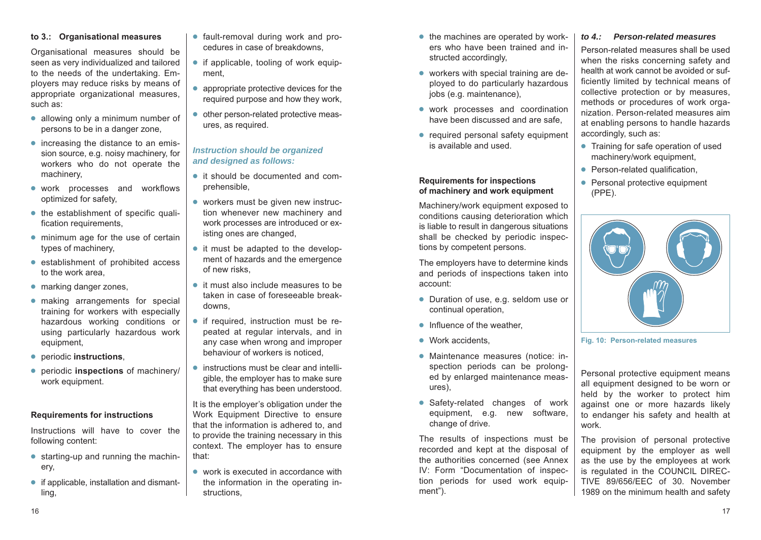### to 3.: Organisational measures

Organisational measures should be seen as very individualized and tailored to the needs of the undertaking. Employers may reduce risks by means of appropriate organizational measures, such as:

- allowing only a minimum number of persons to be in a danger zone,
- increasing the distance to an emission source, e.g. noisy machinery, for workers who do not operate the machinery,
- work processes and workflows optimized for safety,
- the establishment of specific qualification requirements,
- minimum age for the use of certain types of machinery,
- establishment of prohibited access to the work area,
- marking danger zones,
- making arrangements for special training for workers with especially hazardous working conditions or using particularly hazardous work equipment,
- periodic **instructions**,
- periodic **inspections** of machinery/ work equipment.

### Requirements for instructions

Instructions will have to cover the following content:

- starting-up and running the machinery,
- if applicable, installation and dismantling,
- fault-removal during work and procedures in case of breakdowns,
- if applicable, tooling of work equipment,
- appropriate protective devices for the required purpose and how they work,
- other person-related protective measures, as required.

***Instruction should be organized and designed as follows:***

- it should be documented and comprehensible,
- workers must be given new instruction whenever new machinery and work processes are introduced or existing ones are changed,
- it must be adapted to the development of hazards and the emergence of new risks,
- it must also include measures to be taken in case of foreseeable breakdowns,
- if required, instruction must be repeated at regular intervals, and in any case when wrong and improper behaviour of workers is noticed,
- instructions must be clear and intelligible, the employer has to make sure that everything has been understood.

It is the employer's obligation under the Work Equipment Directive to ensure that the information is adhered to, and to provide the training necessary in this context. The employer has to ensure that:

- work is executed in accordance with the information in the operating instructions,
- the machines are operated by workers who have been trained and instructed accordingly,
- workers with special training are deployed to do particularly hazardous jobs (e.g. maintenance),
- work processes and coordination have been discussed and are safe,
- required personal safety equipment is available and used.

### Requirements for inspections of machinery and work equipment

Machinery/work equipment exposed to conditions causing deterioration which is liable to result in dangerous situations shall be checked by periodic inspections by competent persons.

The employers have to determine kinds and periods of inspections taken into account:

- Duration of use, e.g. seldom use or continual operation,
- Influence of the weather,
- Work accidents,
- Maintenance measures (notice: inspection periods can be prolonged by enlarged maintenance measures),
- Safety-related changes of work equipment, e.g. new software, change of drive.

The results of inspections must be recorded and kept at the disposal of the authorities concerned (see Annex IV: Form "Documentation of inspection periods for used work equipment").

### *to 4.: Person-related measures*

Person-related measures shall be used when the risks concerning safety and health at work cannot be avoided or sufficiently limited by technical means of collective protection or by measures, methods or procedures of work organization. Person-related measures aim at enabling persons to handle hazards accordingly, such as:

- Training for safe operation of used machinery/work equipment,
- Person-related qualification,
- Personal protective equipment (PPE).

Fig. 10: Person-related measures

Personal protective equipment means all equipment designed to be worn or held by the worker to protect him against one or more hazards likely to endanger his safety and health at work.

The provision of personal protective equipment by the employer as well as the use by the employees at work is regulated in the COUNCIL DIRECTIVE 89/656/EEC of 30. November 1989 on the minimum health and safety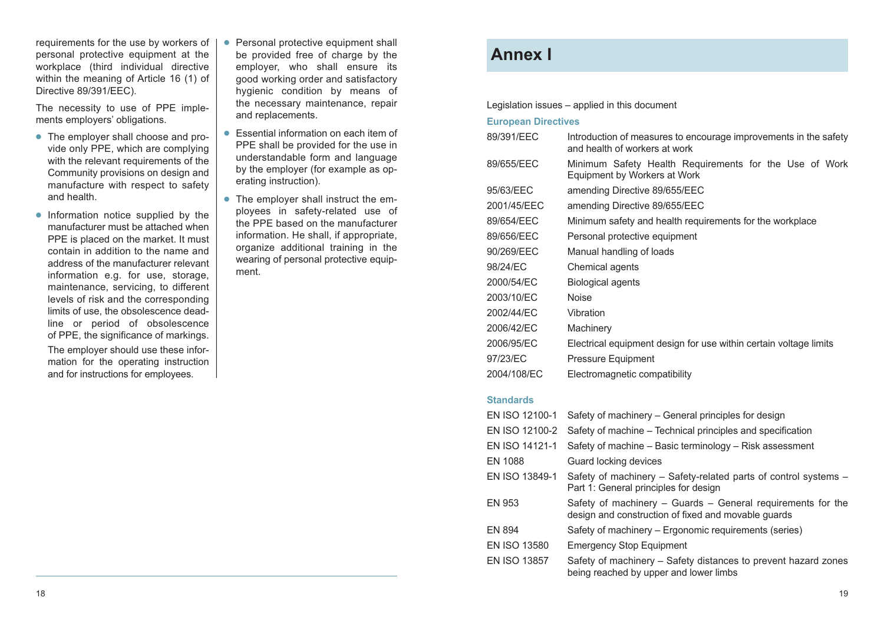requirements for the use by workers of personal protective equipment at the workplace (third individual directive within the meaning of Article 16 (1) of Directive 89/391/EEC).

The necessity to use of PPE implements employers' obligations.

- The employer shall choose and provide only PPE, which are complying with the relevant requirements of the Community provisions on design and manufacture with respect to safety and health.
- Information notice supplied by the manufacturer must be attached when PPE is placed on the market. It must contain in addition to the name and address of the manufacturer relevant information e.g. for use, storage, maintenance, servicing, to different levels of risk and the corresponding limits of use, the obsolescence deadline or period of obsolescence of PPE, the significance of markings.

  The employer should use these information for the operating instruction and for instructions for employees.
- Personal protective equipment shall be provided free of charge by the employer, who shall ensure its good working order and satisfactory hygienic condition by means of the necessary maintenance, repair and replacements.
- Essential information on each item of PPE shall be provided for the use in understandable form and language by the employer (for example as operating instruction).
- The employer shall instruct the employees in safety-related use of the PPE based on the manufacturer information. He shall, if appropriate, organize additional training in the wearing of personal protective equipment.

# Annex I

Legislation issues – applied in this document

**European Directives**

| | |
|---|---|
| 89/391/EEC | Introduction of measures to encourage improvements in the safety and health of workers at work |
| 89/655/EEC | Minimum Safety Health Requirements for the Use of Work Equipment by Workers at Work |
| 95/63/EEC | amending Directive 89/655/EEC |
| 2001/45/EEC | amending Directive 89/655/EEC |
| 89/654/EEC | Minimum safety and health requirements for the workplace |
| 89/656/EEC | Personal protective equipment |
| 90/269/EEC | Manual handling of loads |
| 98/24/EC | Chemical agents |
| 2000/54/EC | Biological agents |
| 2003/10/EC | Noise |
| 2002/44/EC | Vibration |
| 2006/42/EC | Machinery |
| 2006/95/EC | Electrical equipment design for use within certain voltage limits |
| 97/23/EC | Pressure Equipment |
| 2004/108/EC | Electromagnetic compatibility |

**Standards**

| | |
|---|---|
| EN ISO 12100-1 | Safety of machinery – General principles for design |
| EN ISO 12100-2 | Safety of machine – Technical principles and specification |
| EN ISO 14121-1 | Safety of machine – Basic terminology – Risk assessment |
| EN 1088 | Guard locking devices |
| EN ISO 13849-1 | Safety of machinery – Safety-related parts of control systems – Part 1: General principles for design |
| EN 953 | Safety of machinery – Guards – General requirements for the design and construction of fixed and movable guards |
| EN 894 | Safety of machinery – Ergonomic requirements (series) |
| EN ISO 13580 | Emergency Stop Equipment |
| EN ISO 13857 | Safety of machinery – Safety distances to prevent hazard zones being reached by upper and lower limbs |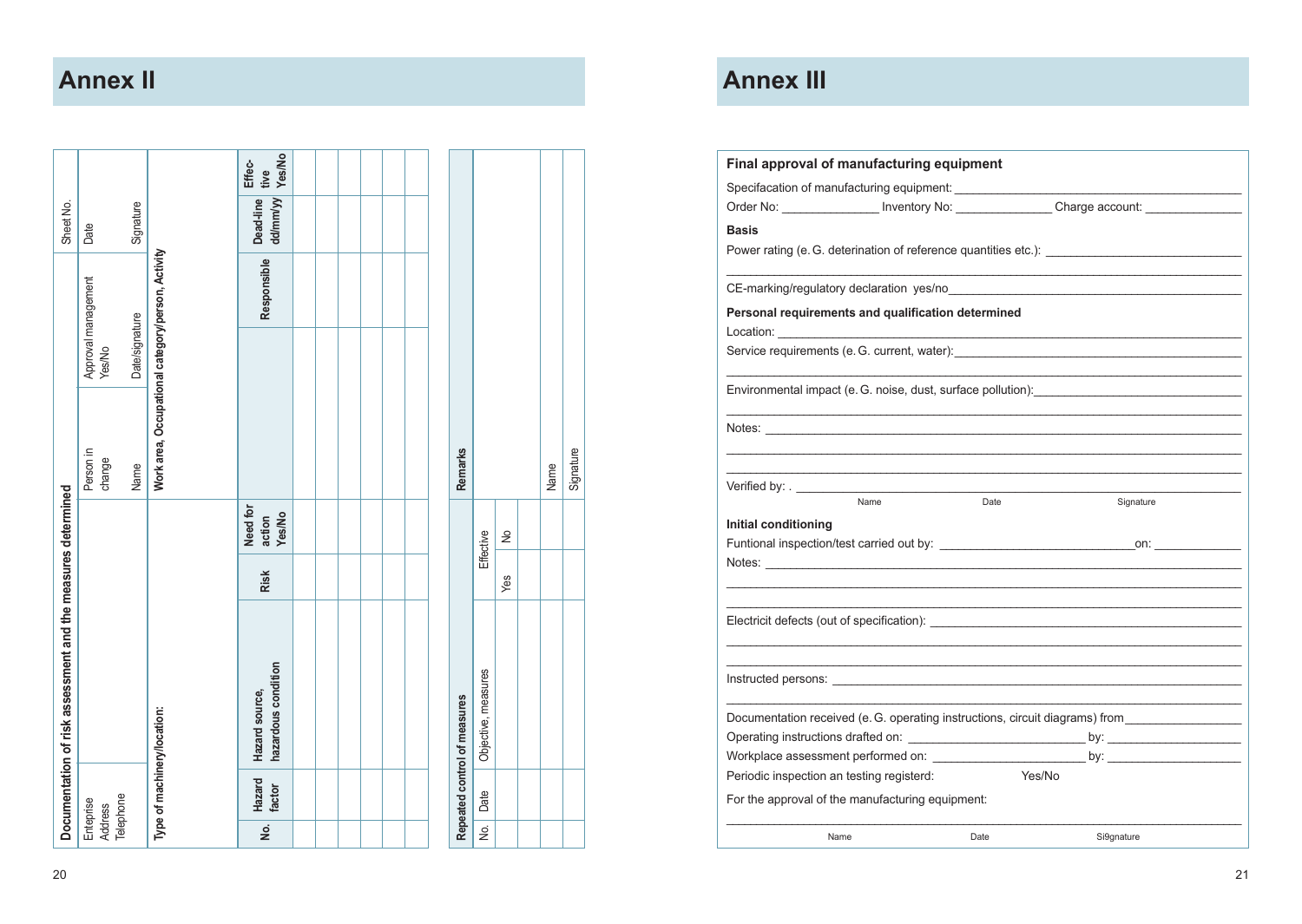# Annex II

## Documentation of risk assessment and the measures determined

| | | | | |
|---|---|---|---|---|
| Entepirse<br>Address<br>Telephone | | Person in change<br><br>Name | Approval management Yes/No<br><br>Date/signature | Sheet No.<br><br>Date<br><br>Signature |

**Type of machinery/location:**

**Work area, Occupational category/person, Activity**

| No. | Hazard factor | Hazard source, hazardous condition | Risk | Need for action Yes/No | | Responsible | Dead-line dd/mm/yy | Effec-tive Yes/No |
|---|---|---|---|---|---|---|---|---|
| | | | | | | | | |
| | | | | | | | | |
| | | | | | | | | |
| | | | | | | | | |
| | | | | | | | | |
| | | | | | | | | |

| Repeated control of measures | | | | Remarks |
|---|---|---|---|---|
| No. | Date | Objective, measures | Effective | |
| | | | Yes | No | |
| | | | | | |
| | | | | | Name |
| | | | | | Signature |

# Annex III

**Final approval of manufacturing equipment**

Specfacation of manufacturing equipment: ____________________

Order No: ______________ Inventory No: ______________ Charge account: ______________

**Basis**

Power rating (e. G. deterination of reference quantities etc.): ____________________

____________________

CE-marking/regulatory declaration yes/no____________________

**Personal requirements and qualification determined**

Location: ____________________

Service requirements (e. G. current, water):____________________

____________________

Environmental impact (e. G. noise, dust, surface pollution):____________________

____________________

Notes: ____________________

____________________

____________________

Verified by: . ____________________

Name Date Signature

**Initial conditioning**

Funtional inspection/test carried out by: ____________________on: ____________

Notes: ____________________

____________________

____________________

Electricit defects (out of specification): ____________________

____________________

____________________

Instructed persons: ____________________

____________________

Documentation received (e. G. operating instructions, circuit diagrams) from________________

Operating instructions drafted on: ____________________ by: ____________________

Workplace assessment performed on: ____________________ by: ____________________

Periodic inspection an testing registerd: Yes/No

For the approval of the manufacturing equipment:

____________________

Name Date Si9gnature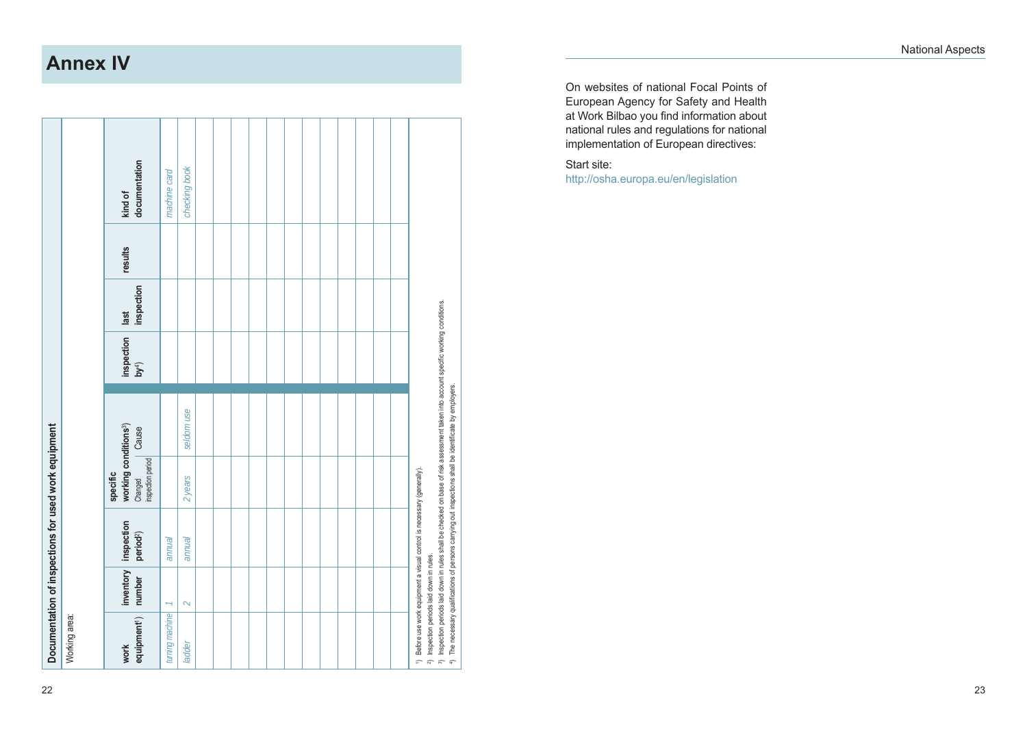# Annex IV

**Documentation of inspections for used work equipment**

Working area:

| work equipment[1] | inventory number | inspection period[2] | specific working conditions[3] Changed inspection period | Cause | inspection by[4] | last inspection | results | kind of documentation |
|---|---|---|---|---|---|---|---|---|
| *turning machine* | *1* | *annual* | | | | | | *machine card* |
| *ladder* | *2* | *annual* | *2 years* | *seldom use* | | | | *checking book* |
| | | | | | | | | |
| | | | | | | | | |
| | | | | | | | | |
| | | | | | | | | |
| | | | | | | | | |
| | | | | | | | | |
| | | | | | | | | |
| | | | | | | | | |
| | | | | | | | | |
| | | | | | | | | |
| | | | | | | | | |
| | | | | | | | | |

[1] Before use work equipment a visual control is necessary (generally).

[2] Inspection periods laid down in rules.

[3] Inspection periods laid down in rules shall be checked on base of risk assessment taken into account specific working conditions.

[4] The necessary qualifications of persons carrying out inspections shall be identificate by employers.

## National Aspects

On websites of national Focal Points of European Agency for Safety and Health at Work Bilbao you find information about national rules and regulations for national implementation of European directives:

Start site:
http://osha.europa.eu/en/legislation